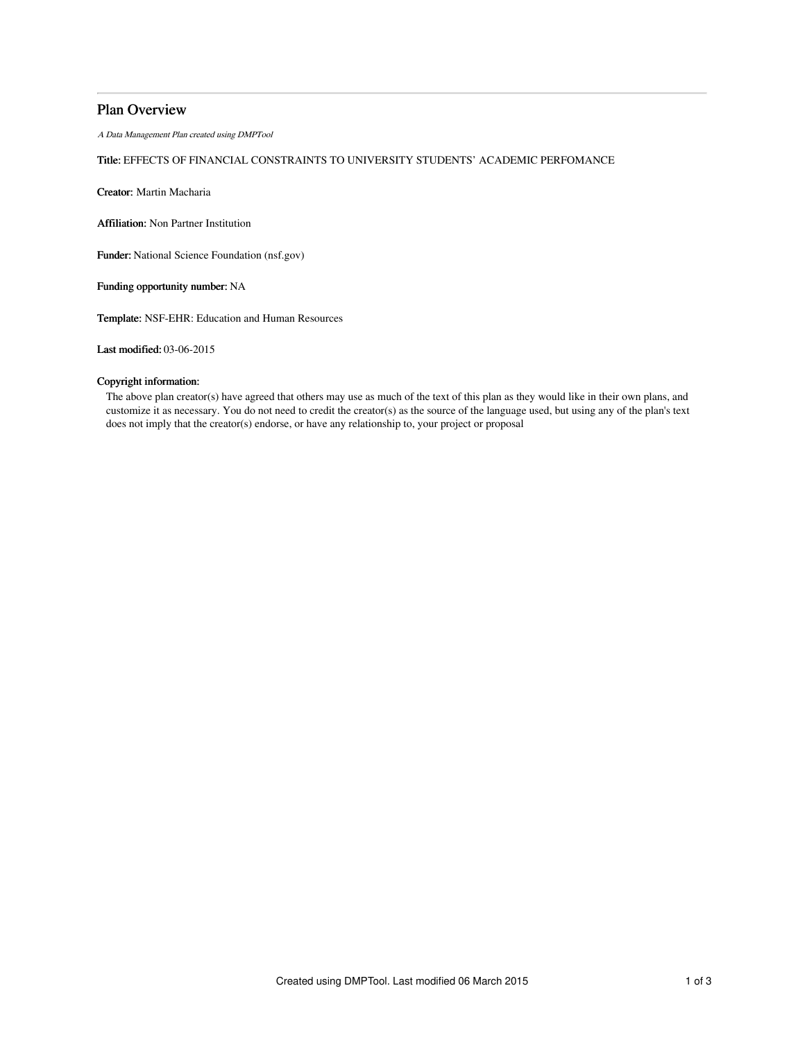# Plan Overview

*A Data Management Plan created using DMPTool*

**Title:** EFFECTS OF FINANCIAL CONSTRAINTS TO UNIVERSITY STUDENTS' ACADEMIC PERFOMANCE

**Creator:** Martin Macharia

**Affiliation:** Non Partner Institution

**Funder:** National Science Foundation (nsf.gov)

**Funding opportunity number:** NA

**Template:** NSF-EHR: Education and Human Resources

**Last modified:** 03-06-2015

**Copyright information:**

The above plan creator(s) have agreed that others may use as much of the text of this plan as they would like in their own plans, and customize it as necessary. You do not need to credit the creator(s) as the source of the language used, but using any of the plan's text does not imply that the creator(s) endorse, or have any relationship to, your project or proposal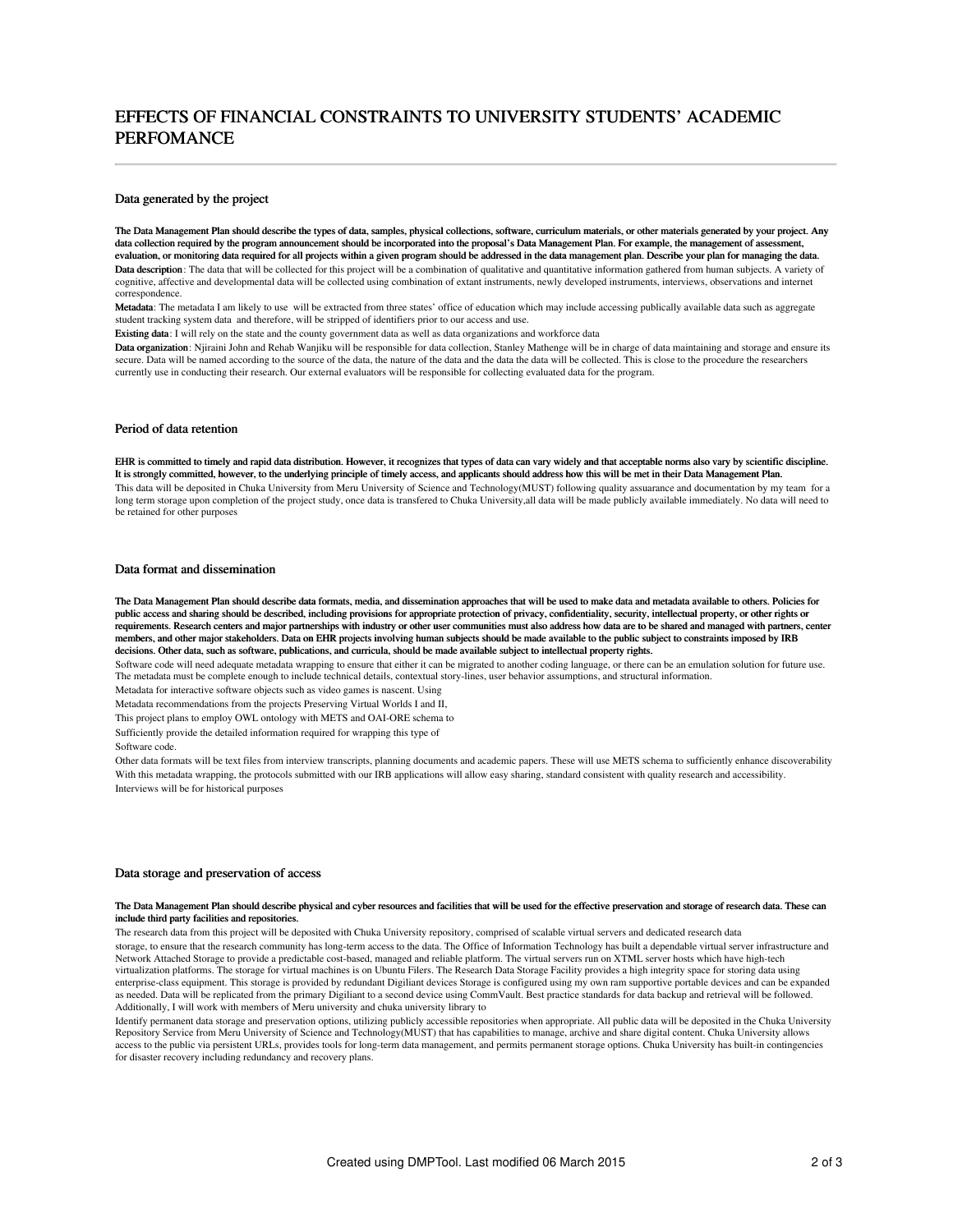# EFFECTS OF FINANCIAL CONSTRAINTS TO UNIVERSITY STUDENTS' ACADEMIC PERFOMANCE

## Data generated by the project

**The Data Management Plan should describe the types of data, samples, physical collections, software, curriculum materials, or other materials generated by your project. Any data collection required by the program announcement should be incorporated into the proposal's Data Management Plan. For example, the management of assessment, evaluation, or monitoring data required for all projects within a given program should be addressed in the data management plan. Describe your plan for managing the data.**

**Data description**: The data that will be collected for this project will be a combination of qualitative and quantitative information gathered from human subjects. A variety of cognitive, affective and developmental data will be collected using combination of extant instruments, newly developed instruments, interviews, observations and internet correspondence.

**Metadata**: The metadata I am likely to use will be extracted from three states' office of education which may include accessing publically available data such as aggregate student tracking system data and therefore, will be stripped of identifiers prior to our access and use.

**Existing data**: I will rely on the state and the county government data as well as data organizations and workforce data

**Data organization**: Njiraini John and Rehab Wanjiku will be responsible for data collection, Stanley Mathenge will be in charge of data maintaining and storage and ensure its secure. Data will be named according to the source of the data, the nature of the data and the data the data will be collected. This is close to the procedure the researchers currently use in conducting their research. Our external evaluators will be responsible for collecting evaluated data for the program.

## Period of data retention

**EHR is committed to timely and rapid data distribution. However, it recognizes that types of data can vary widely and that acceptable norms also vary by scientific discipline. It is strongly committed, however, to the underlying principle of timely access, and applicants should address how this will be met in their Data Management Plan.**

This data will be deposited in Chuka University from Meru University of Science and Technology(MUST) following quality assuarance and documentation by my team for a long term storage upon completion of the project study, once data is transfered to Chuka University,all data will be made publicly available immediately. No data will need to be retained for other purposes

## Data format and dissemination

**The Data Management Plan should describe data formats, media, and dissemination approaches that will be used to make data and metadata available to others. Policies for public access and sharing should be described, including provisions for appropriate protection of privacy, confidentiality, security, intellectual property, or other rights or requirements. Research centers and major partnerships with industry or other user communities must also address how data are to be shared and managed with partners, center members, and other major stakeholders. Data on EHR projects involving human subjects should be made available to the public subject to constraints imposed by IRB decisions. Other data, such as software, publications, and curricula, should be made available subject to intellectual property rights.**

Software code will need adequate metadata wrapping to ensure that either it can be migrated to another coding language, or there can be an emulation solution for future use. The metadata must be complete enough to include technical details, contextual story-lines, user behavior assumptions, and structural information.

Metadata for interactive software objects such as video games is nascent. Using

Metadata recommendations from the projects Preserving Virtual Worlds I and II,

This project plans to employ OWL ontology with METS and OAI-ORE schema to

Sufficiently provide the detailed information required for wrapping this type of

Software code.

Other data formats will be text files from interview transcripts, planning documents and academic papers. These will use METS schema to sufficiently enhance discoverability With this metadata wrapping, the protocols submitted with our IRB applications will allow easy sharing, standard consistent with quality research and accessibility.

Interviews will be for historical purposes

## Data storage and preservation of access

**The Data Management Plan should describe physical and cyber resources and facilities that will be used for the effective preservation and storage of research data. These can include third party facilities and repositories.**

The research data from this project will be deposited with Chuka University repository, comprised of scalable virtual servers and dedicated research data

storage, to ensure that the research community has long-term access to the data. The Office of Information Technology has built a dependable virtual server infrastructure and Network Attached Storage to provide a predictable cost-based, managed and reliable platform. The virtual servers run on XTML server hosts which have high-tech virtualization platforms. The storage for virtual machines is on Ubuntu Filers. The Research Data Storage Facility provides a high integrity space for storing data using enterprise-class equipment. This storage is provided by redundant Digiliant devices Storage is configured using my own ram supportive portable devices and can be expanded as needed. Data will be replicated from the primary Digiliant to a second device using CommVault. Best practice standards for data backup and retrieval will be followed. Additionally, I will work with members of Meru university and chuka university library to

Identify permanent data storage and preservation options, utilizing publicly accessible repositories when appropriate. All public data will be deposited in the Chuka University Repository Service from Meru University of Science and Technology(MUST) that has capabilities to manage, archive and share digital content. Chuka University allows access to the public via persistent URLs, provides tools for long-term data management, and permits permanent storage options. Chuka University has built-in contingencies for disaster recovery including redundancy and recovery plans.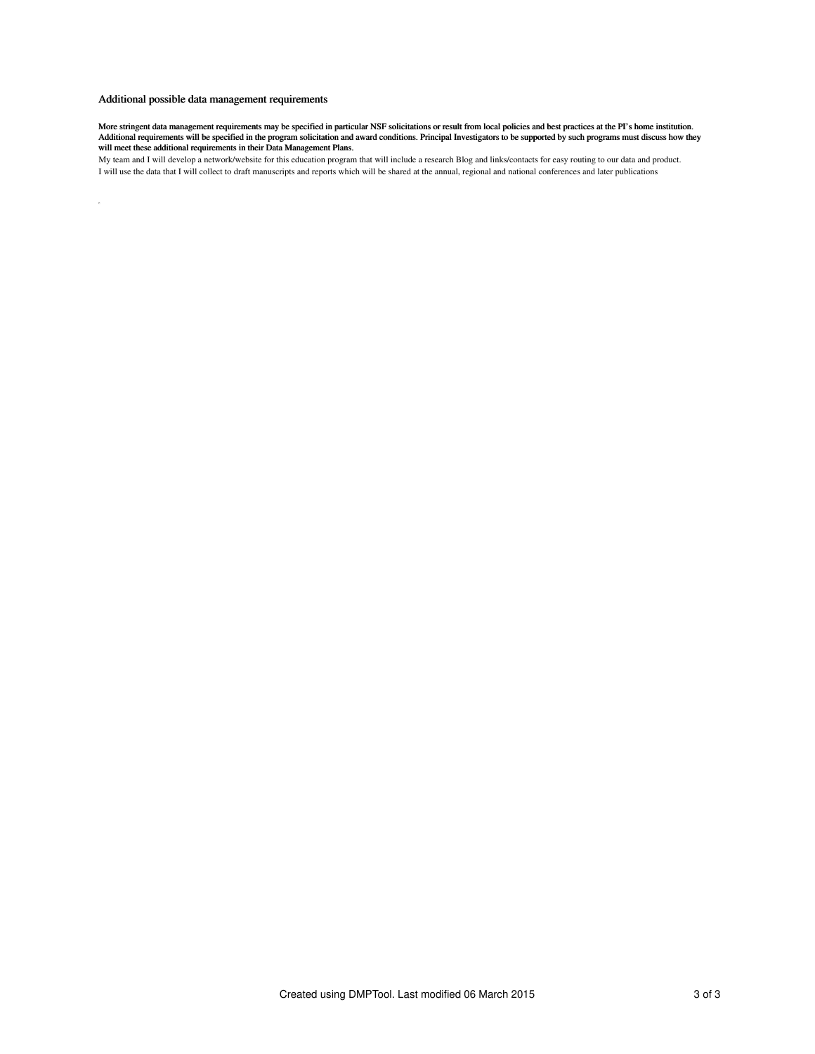## Additional possible data management requirements

**More stringent data management requirements may be specified in particular NSF solicitations or result from local policies and best practices at the PI's home institution. Additional requirements will be specified in the program solicitation and award conditions. Principal Investigators to be supported by such programs must discuss how they will meet these additional requirements in their Data Management Plans.**

My team and I will develop a network/website for this education program that will include a research Blog and links/contacts for easy routing to our data and product.

I will use the data that I will collect to draft manuscripts and reports which will be shared at the annual, regional and national conferences and later publications

Created using DMPTool. Last modified 06 March 2015